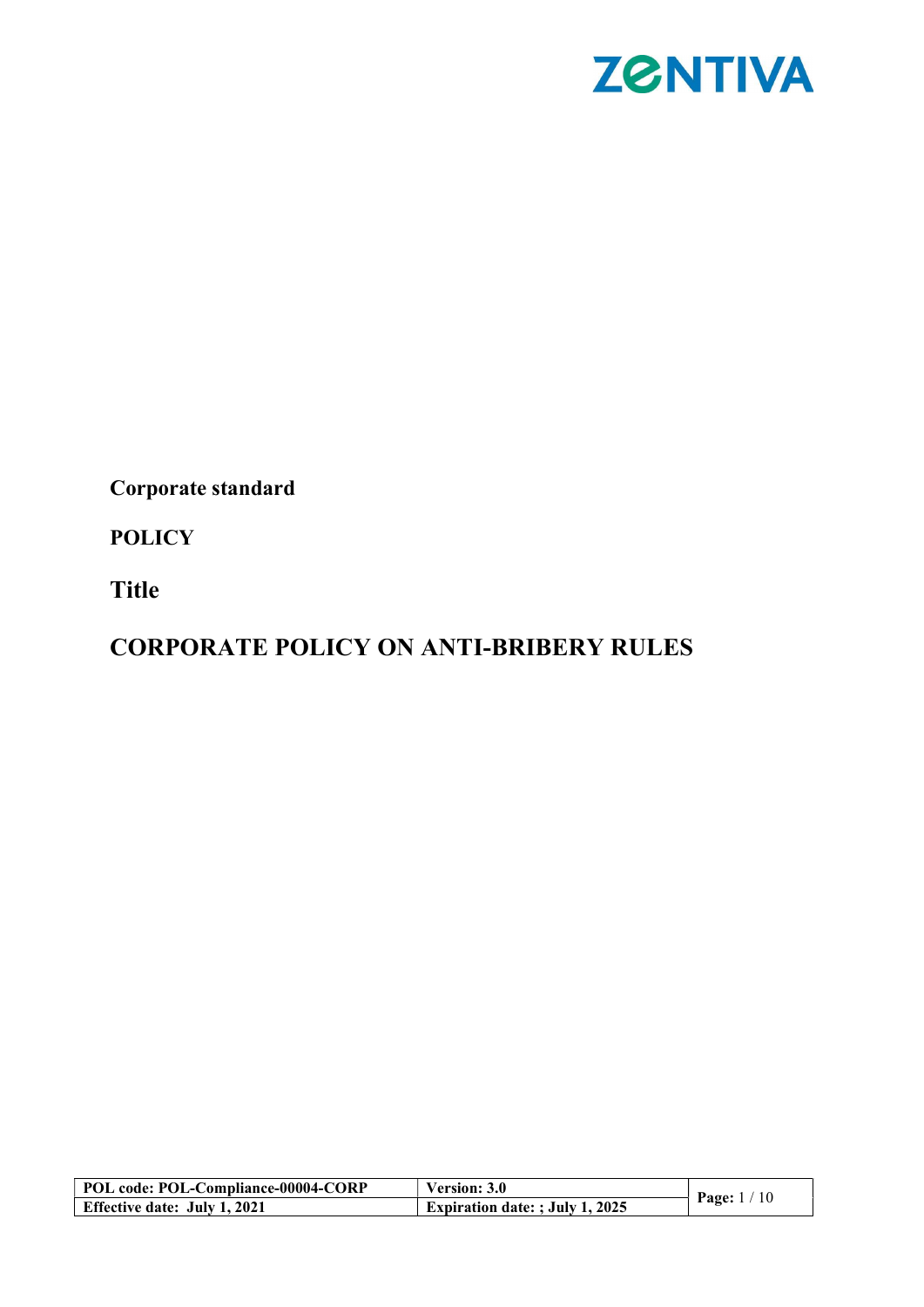**Corporate standard**

**POLICY**

**Title**

# CORPORATE POLICY ON ANTI-BRIBERY RULES

| POL code: POL-Compliance-00004-CORP | Version: 3.0 | Page: 1 / 10 |
|---|---|---|
| Effective date: July 1, 2021 | Expiration date: ; July 1, 2025 | |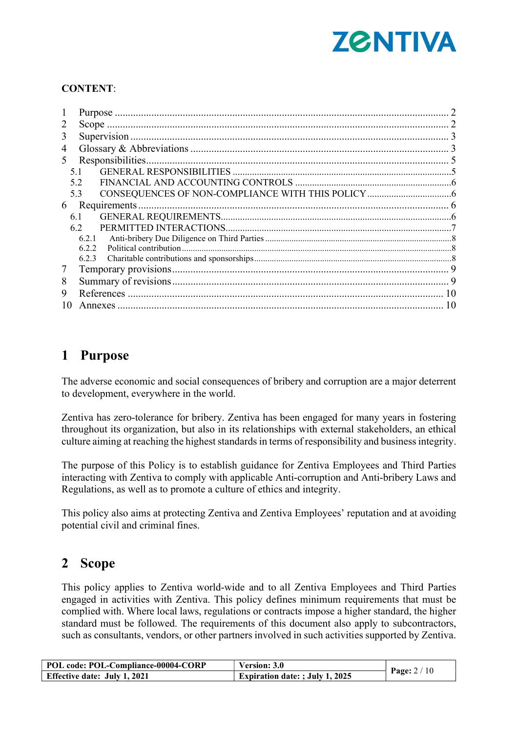**CONTENT**:

1 Purpose ... 2
2 Scope ... 2
3 Supervision ... 3
4 Glossary & Abbreviations ... 3
5 Responsibilities ... 5
 5.1 GENERAL RESPONSIBILITIES ... 5
 5.2 FINANCIAL AND ACCOUNTING CONTROLS ... 6
 5.3 CONSEQUENCES OF NON-COMPLIANCE WITH THIS POLICY ... 6
6 Requirements ... 6
 6.1 GENERAL REQUIREMENTS ... 6
 6.2 PERMITTED INTERACTIONS ... 7
  6.2.1 Anti-bribery Due Diligence on Third Parties ... 8
  6.2.2 Political contribution ... 8
  6.2.3 Charitable contributions and sponsorships ... 8
7 Temporary provisions ... 9
8 Summary of revisions ... 9
9 References ... 10
10 Annexes ... 10

# 1 Purpose

The adverse economic and social consequences of bribery and corruption are a major deterrent to development, everywhere in the world.

Zentiva has zero-tolerance for bribery. Zentiva has been engaged for many years in fostering throughout its organization, but also in its relationships with external stakeholders, an ethical culture aiming at reaching the highest standards in terms of responsibility and business integrity.

The purpose of this Policy is to establish guidance for Zentiva Employees and Third Parties interacting with Zentiva to comply with applicable Anti-corruption and Anti-bribery Laws and Regulations, as well as to promote a culture of ethics and integrity.

This policy also aims at protecting Zentiva and Zentiva Employees' reputation and at avoiding potential civil and criminal fines.

# 2 Scope

This policy applies to Zentiva world-wide and to all Zentiva Employees and Third Parties engaged in activities with Zentiva. This policy defines minimum requirements that must be complied with. Where local laws, regulations or contracts impose a higher standard, the higher standard must be followed. The requirements of this document also apply to subcontractors, such as consultants, vendors, or other partners involved in such activities supported by Zentiva.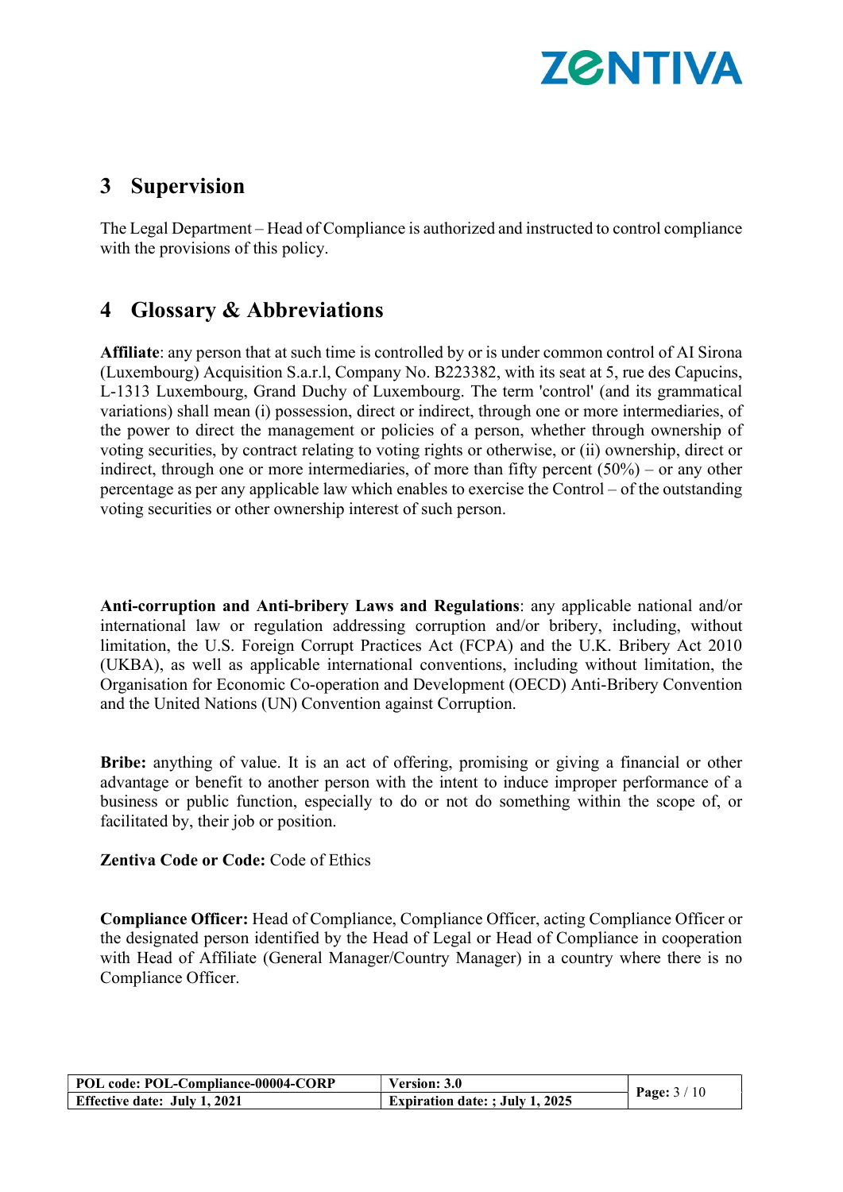## 3 Supervision

The Legal Department – Head of Compliance is authorized and instructed to control compliance with the provisions of this policy.

## 4 Glossary & Abbreviations

**Affiliate**: any person that at such time is controlled by or is under common control of AI Sirona (Luxembourg) Acquisition S.a.r.l, Company No. B223382, with its seat at 5, rue des Capucins, L-1313 Luxembourg, Grand Duchy of Luxembourg. The term 'control' (and its grammatical variations) shall mean (i) possession, direct or indirect, through one or more intermediaries, of the power to direct the management or policies of a person, whether through ownership of voting securities, by contract relating to voting rights or otherwise, or (ii) ownership, direct or indirect, through one or more intermediaries, of more than fifty percent (50%) – or any other percentage as per any applicable law which enables to exercise the Control – of the outstanding voting securities or other ownership interest of such person.

**Anti-corruption and Anti-bribery Laws and Regulations**: any applicable national and/or international law or regulation addressing corruption and/or bribery, including, without limitation, the U.S. Foreign Corrupt Practices Act (FCPA) and the U.K. Bribery Act 2010 (UKBA), as well as applicable international conventions, including without limitation, the Organisation for Economic Co-operation and Development (OECD) Anti-Bribery Convention and the United Nations (UN) Convention against Corruption.

**Bribe:** anything of value. It is an act of offering, promising or giving a financial or other advantage or benefit to another person with the intent to induce improper performance of a business or public function, especially to do or not do something within the scope of, or facilitated by, their job or position.

**Zentiva Code or Code:** Code of Ethics

**Compliance Officer:** Head of Compliance, Compliance Officer, acting Compliance Officer or the designated person identified by the Head of Legal or Head of Compliance in cooperation with Head of Affiliate (General Manager/Country Manager) in a country where there is no Compliance Officer.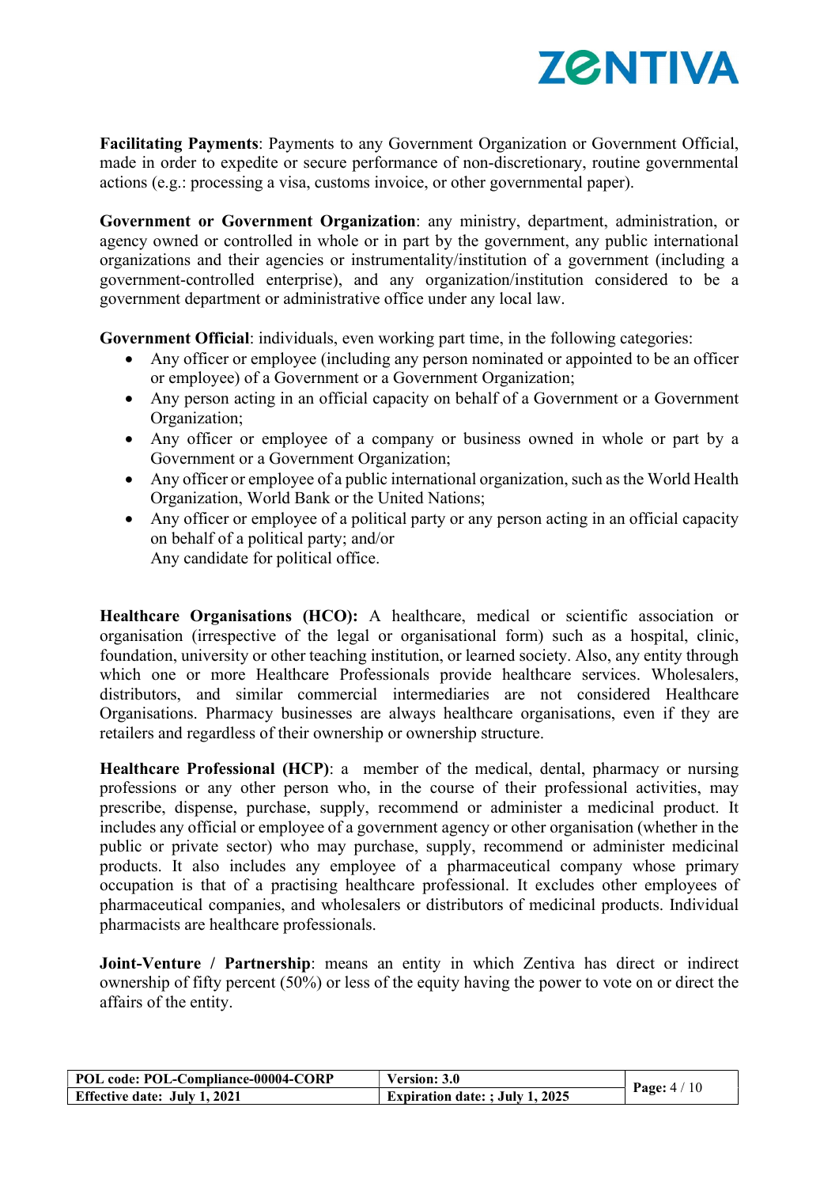**Facilitating Payments**: Payments to any Government Organization or Government Official, made in order to expedite or secure performance of non-discretionary, routine governmental actions (e.g.: processing a visa, customs invoice, or other governmental paper).

**Government or Government Organization**: any ministry, department, administration, or agency owned or controlled in whole or in part by the government, any public international organizations and their agencies or instrumentality/institution of a government (including a government-controlled enterprise), and any organization/institution considered to be a government department or administrative office under any local law.

**Government Official**: individuals, even working part time, in the following categories:

- Any officer or employee (including any person nominated or appointed to be an officer or employee) of a Government or a Government Organization;
- Any person acting in an official capacity on behalf of a Government or a Government Organization;
- Any officer or employee of a company or business owned in whole or part by a Government or a Government Organization;
- Any officer or employee of a public international organization, such as the World Health Organization, World Bank or the United Nations;
- Any officer or employee of a political party or any person acting in an official capacity on behalf of a political party; and/or
  Any candidate for political office.

**Healthcare Organisations (HCO):** A healthcare, medical or scientific association or organisation (irrespective of the legal or organisational form) such as a hospital, clinic, foundation, university or other teaching institution, or learned society. Also, any entity through which one or more Healthcare Professionals provide healthcare services. Wholesalers, distributors, and similar commercial intermediaries are not considered Healthcare Organisations. Pharmacy businesses are always healthcare organisations, even if they are retailers and regardless of their ownership or ownership structure.

**Healthcare Professional (HCP)**: a member of the medical, dental, pharmacy or nursing professions or any other person who, in the course of their professional activities, may prescribe, dispense, purchase, supply, recommend or administer a medicinal product. It includes any official or employee of a government agency or other organisation (whether in the public or private sector) who may purchase, supply, recommend or administer medicinal products. It also includes any employee of a pharmaceutical company whose primary occupation is that of a practising healthcare professional. It excludes other employees of pharmaceutical companies, and wholesalers or distributors of medicinal products. Individual pharmacists are healthcare professionals.

**Joint-Venture / Partnership**: means an entity in which Zentiva has direct or indirect ownership of fifty percent (50%) or less of the equity having the power to vote on or direct the affairs of the entity.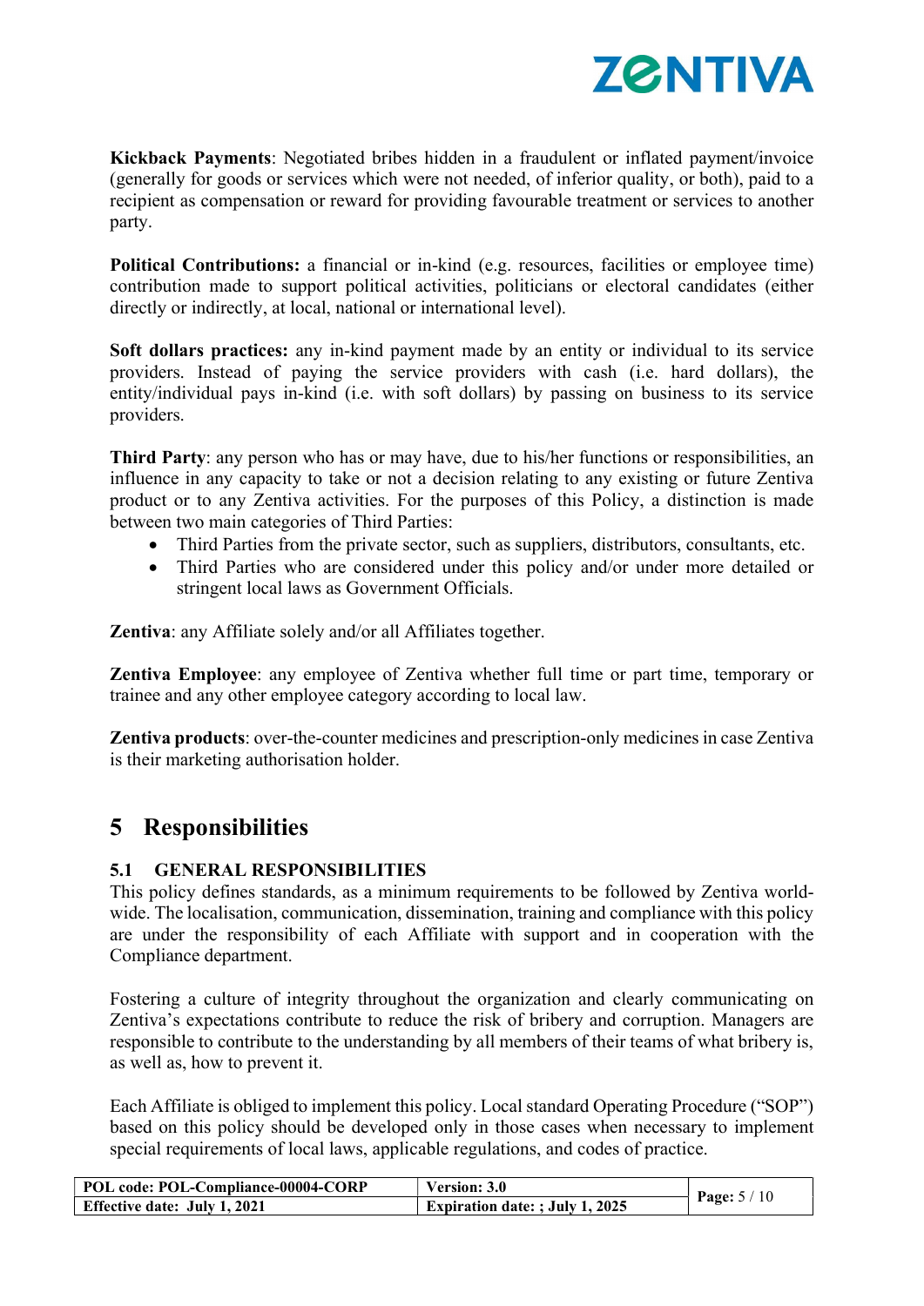**Kickback Payments**: Negotiated bribes hidden in a fraudulent or inflated payment/invoice (generally for goods or services which were not needed, of inferior quality, or both), paid to a recipient as compensation or reward for providing favourable treatment or services to another party.

**Political Contributions:** a financial or in-kind (e.g. resources, facilities or employee time) contribution made to support political activities, politicians or electoral candidates (either directly or indirectly, at local, national or international level).

**Soft dollars practices:** any in-kind payment made by an entity or individual to its service providers. Instead of paying the service providers with cash (i.e. hard dollars), the entity/individual pays in-kind (i.e. with soft dollars) by passing on business to its service providers.

**Third Party**: any person who has or may have, due to his/her functions or responsibilities, an influence in any capacity to take or not a decision relating to any existing or future Zentiva product or to any Zentiva activities. For the purposes of this Policy, a distinction is made between two main categories of Third Parties:

- Third Parties from the private sector, such as suppliers, distributors, consultants, etc.
- Third Parties who are considered under this policy and/or under more detailed or stringent local laws as Government Officials.

**Zentiva**: any Affiliate solely and/or all Affiliates together.

**Zentiva Employee**: any employee of Zentiva whether full time or part time, temporary or trainee and any other employee category according to local law.

**Zentiva products**: over-the-counter medicines and prescription-only medicines in case Zentiva is their marketing authorisation holder.

# 5 Responsibilities

## 5.1 GENERAL RESPONSIBILITIES

This policy defines standards, as a minimum requirements to be followed by Zentiva world-wide. The localisation, communication, dissemination, training and compliance with this policy are under the responsibility of each Affiliate with support and in cooperation with the Compliance department.

Fostering a culture of integrity throughout the organization and clearly communicating on Zentiva's expectations contribute to reduce the risk of bribery and corruption. Managers are responsible to contribute to the understanding by all members of their teams of what bribery is, as well as, how to prevent it.

Each Affiliate is obliged to implement this policy. Local standard Operating Procedure ("SOP") based on this policy should be developed only in those cases when necessary to implement special requirements of local laws, applicable regulations, and codes of practice.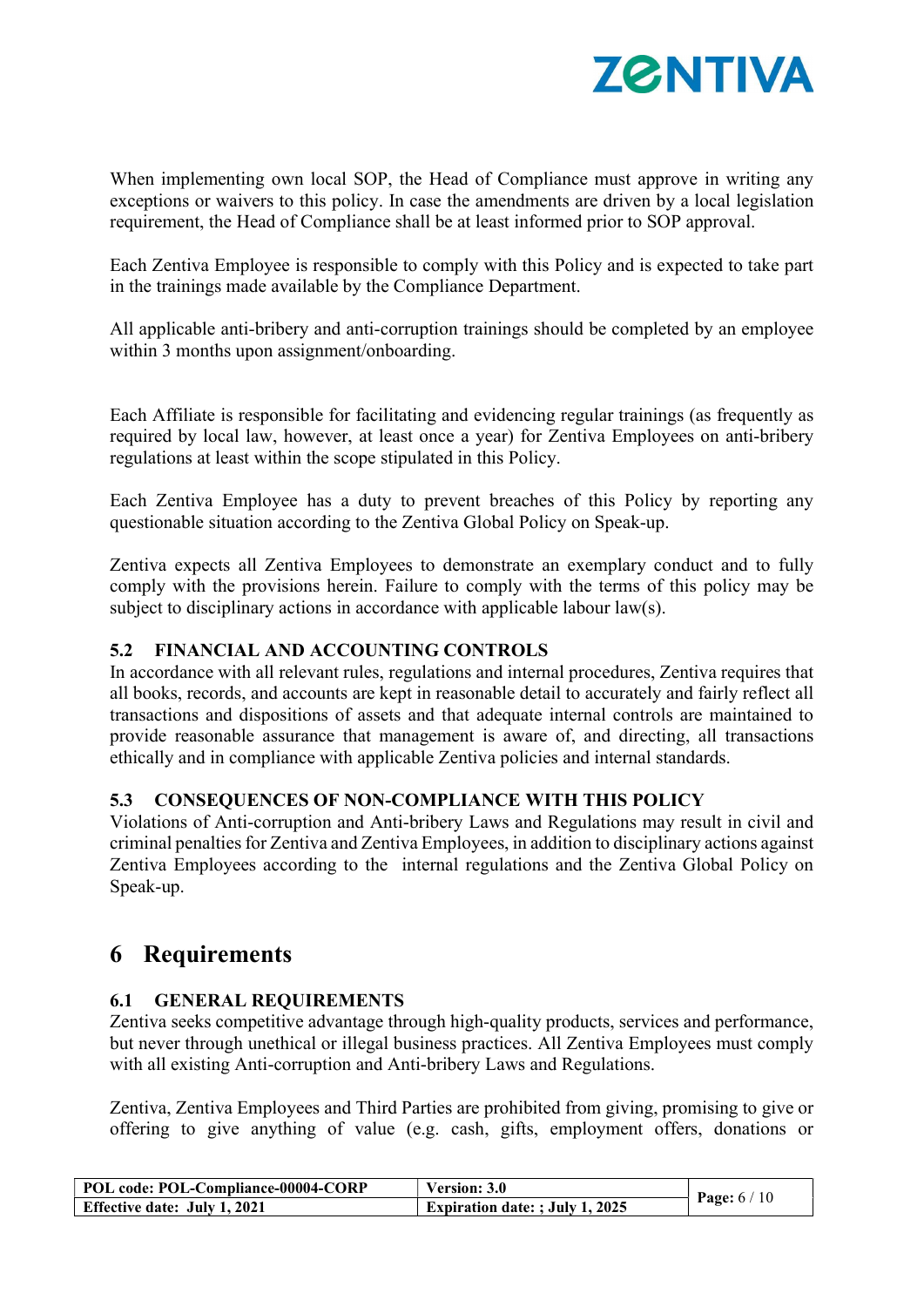When implementing own local SOP, the Head of Compliance must approve in writing any exceptions or waivers to this policy. In case the amendments are driven by a local legislation requirement, the Head of Compliance shall be at least informed prior to SOP approval.

Each Zentiva Employee is responsible to comply with this Policy and is expected to take part in the trainings made available by the Compliance Department.

All applicable anti-bribery and anti-corruption trainings should be completed by an employee within 3 months upon assignment/onboarding.

Each Affiliate is responsible for facilitating and evidencing regular trainings (as frequently as required by local law, however, at least once a year) for Zentiva Employees on anti-bribery regulations at least within the scope stipulated in this Policy.

Each Zentiva Employee has a duty to prevent breaches of this Policy by reporting any questionable situation according to the Zentiva Global Policy on Speak-up.

Zentiva expects all Zentiva Employees to demonstrate an exemplary conduct and to fully comply with the provisions herein. Failure to comply with the terms of this policy may be subject to disciplinary actions in accordance with applicable labour law(s).

### 5.2 FINANCIAL AND ACCOUNTING CONTROLS

In accordance with all relevant rules, regulations and internal procedures, Zentiva requires that all books, records, and accounts are kept in reasonable detail to accurately and fairly reflect all transactions and dispositions of assets and that adequate internal controls are maintained to provide reasonable assurance that management is aware of, and directing, all transactions ethically and in compliance with applicable Zentiva policies and internal standards.

### 5.3 CONSEQUENCES OF NON-COMPLIANCE WITH THIS POLICY

Violations of Anti-corruption and Anti-bribery Laws and Regulations may result in civil and criminal penalties for Zentiva and Zentiva Employees, in addition to disciplinary actions against Zentiva Employees according to the internal regulations and the Zentiva Global Policy on Speak-up.

## 6 Requirements

### 6.1 GENERAL REQUIREMENTS

Zentiva seeks competitive advantage through high-quality products, services and performance, but never through unethical or illegal business practices. All Zentiva Employees must comply with all existing Anti-corruption and Anti-bribery Laws and Regulations.

Zentiva, Zentiva Employees and Third Parties are prohibited from giving, promising to give or offering to give anything of value (e.g. cash, gifts, employment offers, donations or

| POL code: POL-Compliance-00004-CORP | Version: 3.0 |
|---|---|
| Effective date: July 1, 2021 | Expiration date: ; July 1, 2025 |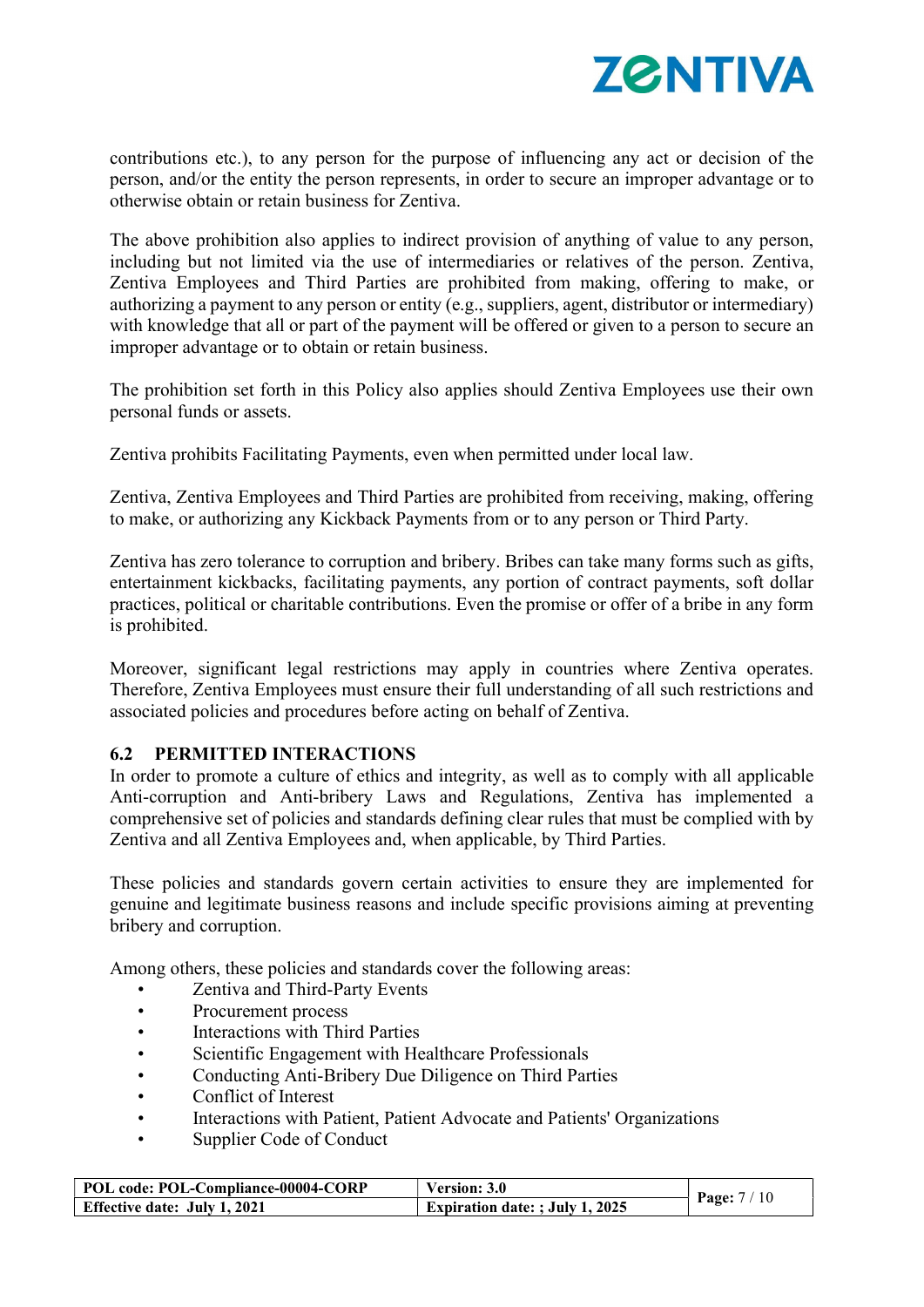contributions etc.), to any person for the purpose of influencing any act or decision of the person, and/or the entity the person represents, in order to secure an improper advantage or to otherwise obtain or retain business for Zentiva.

The above prohibition also applies to indirect provision of anything of value to any person, including but not limited via the use of intermediaries or relatives of the person. Zentiva, Zentiva Employees and Third Parties are prohibited from making, offering to make, or authorizing a payment to any person or entity (e.g., suppliers, agent, distributor or intermediary) with knowledge that all or part of the payment will be offered or given to a person to secure an improper advantage or to obtain or retain business.

The prohibition set forth in this Policy also applies should Zentiva Employees use their own personal funds or assets.

Zentiva prohibits Facilitating Payments, even when permitted under local law.

Zentiva, Zentiva Employees and Third Parties are prohibited from receiving, making, offering to make, or authorizing any Kickback Payments from or to any person or Third Party.

Zentiva has zero tolerance to corruption and bribery. Bribes can take many forms such as gifts, entertainment kickbacks, facilitating payments, any portion of contract payments, soft dollar practices, political or charitable contributions. Even the promise or offer of a bribe in any form is prohibited.

Moreover, significant legal restrictions may apply in countries where Zentiva operates. Therefore, Zentiva Employees must ensure their full understanding of all such restrictions and associated policies and procedures before acting on behalf of Zentiva.

### 6.2 PERMITTED INTERACTIONS

In order to promote a culture of ethics and integrity, as well as to comply with all applicable Anti-corruption and Anti-bribery Laws and Regulations, Zentiva has implemented a comprehensive set of policies and standards defining clear rules that must be complied with by Zentiva and all Zentiva Employees and, when applicable, by Third Parties.

These policies and standards govern certain activities to ensure they are implemented for genuine and legitimate business reasons and include specific provisions aiming at preventing bribery and corruption.

Among others, these policies and standards cover the following areas:

- Zentiva and Third-Party Events
- Procurement process
- Interactions with Third Parties
- Scientific Engagement with Healthcare Professionals
- Conducting Anti-Bribery Due Diligence on Third Parties
- Conflict of Interest
- Interactions with Patient, Patient Advocate and Patients' Organizations
- Supplier Code of Conduct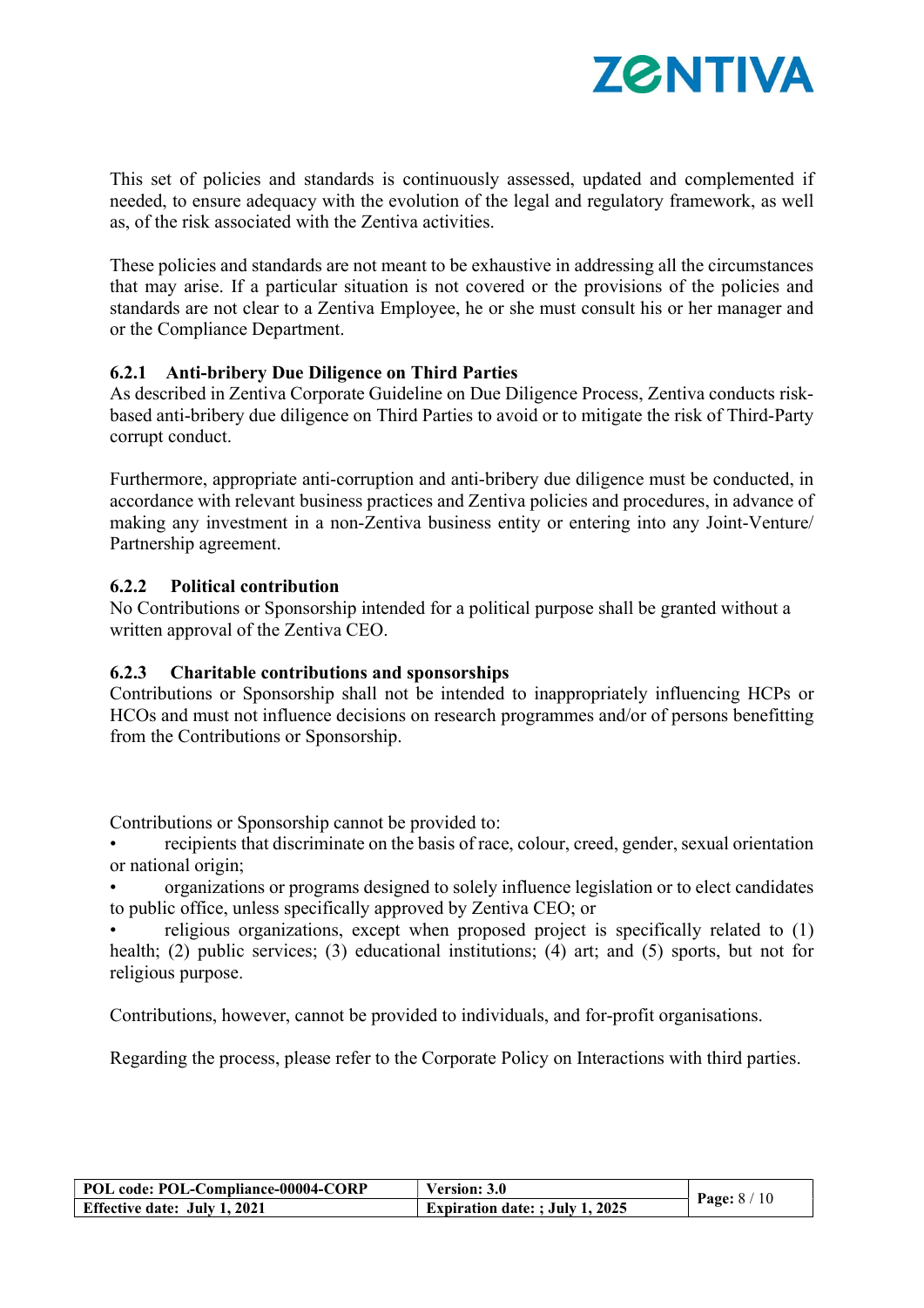This set of policies and standards is continuously assessed, updated and complemented if needed, to ensure adequacy with the evolution of the legal and regulatory framework, as well as, of the risk associated with the Zentiva activities.

These policies and standards are not meant to be exhaustive in addressing all the circumstances that may arise. If a particular situation is not covered or the provisions of the policies and standards are not clear to a Zentiva Employee, he or she must consult his or her manager and or the Compliance Department.

#### 6.2.1 Anti-bribery Due Diligence on Third Parties

As described in Zentiva Corporate Guideline on Due Diligence Process, Zentiva conducts risk-based anti-bribery due diligence on Third Parties to avoid or to mitigate the risk of Third-Party corrupt conduct.

Furthermore, appropriate anti-corruption and anti-bribery due diligence must be conducted, in accordance with relevant business practices and Zentiva policies and procedures, in advance of making any investment in a non-Zentiva business entity or entering into any Joint-Venture/ Partnership agreement.

#### 6.2.2 Political contribution

No Contributions or Sponsorship intended for a political purpose shall be granted without a written approval of the Zentiva CEO.

#### 6.2.3 Charitable contributions and sponsorships

Contributions or Sponsorship shall not be intended to inappropriately influencing HCPs or HCOs and must not influence decisions on research programmes and/or of persons benefitting from the Contributions or Sponsorship.

Contributions or Sponsorship cannot be provided to:

- recipients that discriminate on the basis of race, colour, creed, gender, sexual orientation or national origin;
- organizations or programs designed to solely influence legislation or to elect candidates to public office, unless specifically approved by Zentiva CEO; or
- religious organizations, except when proposed project is specifically related to (1) health; (2) public services; (3) educational institutions; (4) art; and (5) sports, but not for religious purpose.

Contributions, however, cannot be provided to individuals, and for-profit organisations.

Regarding the process, please refer to the Corporate Policy on Interactions with third parties.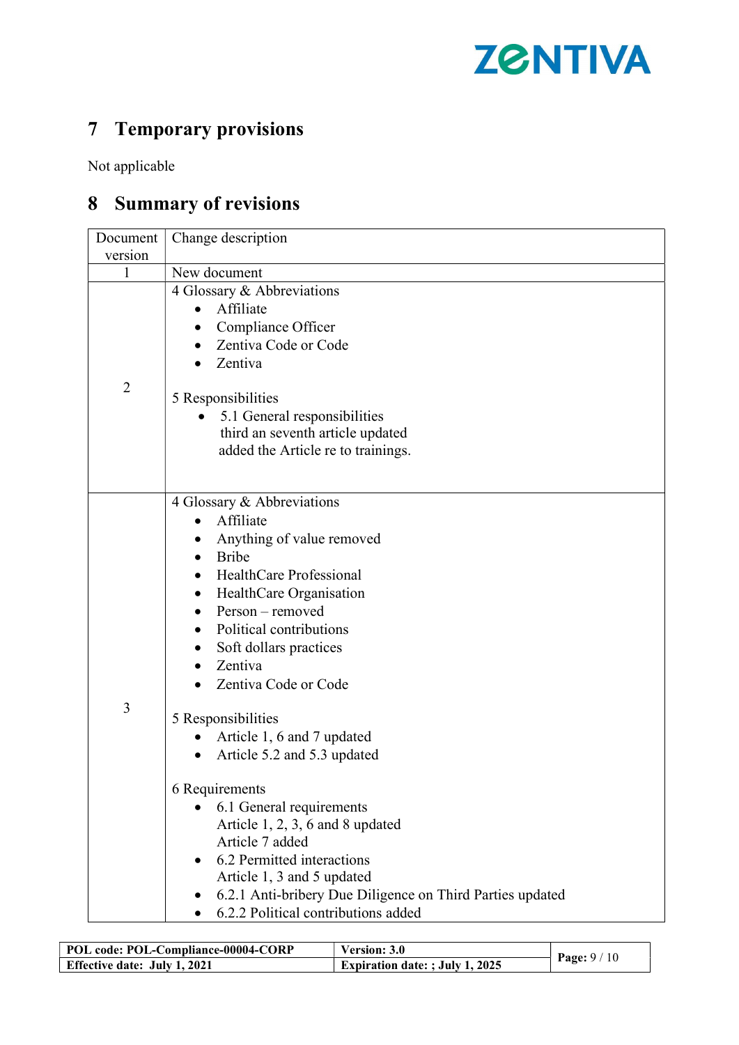# 7 Temporary provisions

Not applicable

# 8 Summary of revisions

| Document version | Change description |
|---|---|
| 1 | New document |
| 2 | 4 Glossary & Abbreviations<br>• Affiliate<br>• Compliance Officer<br>• Zentiva Code or Code<br>• Zentiva<br><br>5 Responsibilities<br>• 5.1 General responsibilities<br>third an seventh article updated<br>added the Article re to trainings. |
| 3 | 4 Glossary & Abbreviations<br>• Affiliate<br>• Anything of value removed<br>• Bribe<br>• HealthCare Professional<br>• HealthCare Organisation<br>• Person – removed<br>• Political contributions<br>• Soft dollars practices<br>• Zentiva<br>• Zentiva Code or Code<br><br>5 Responsibilities<br>• Article 1, 6 and 7 updated<br>• Article 5.2 and 5.3 updated<br><br>6 Requirements<br>• 6.1 General requirements<br>Article 1, 2, 3, 6 and 8 updated<br>Article 7 added<br>• 6.2 Permitted interactions<br>Article 1, 3 and 5 updated<br>• 6.2.1 Anti-bribery Due Diligence on Third Parties updated<br>• 6.2.2 Political contributions added |

| POL code: POL-Compliance-00004-CORP | Version: 3.0 |
|---|---|
| Effective date: July 1, 2021 | Expiration date: ; July 1, 2025 |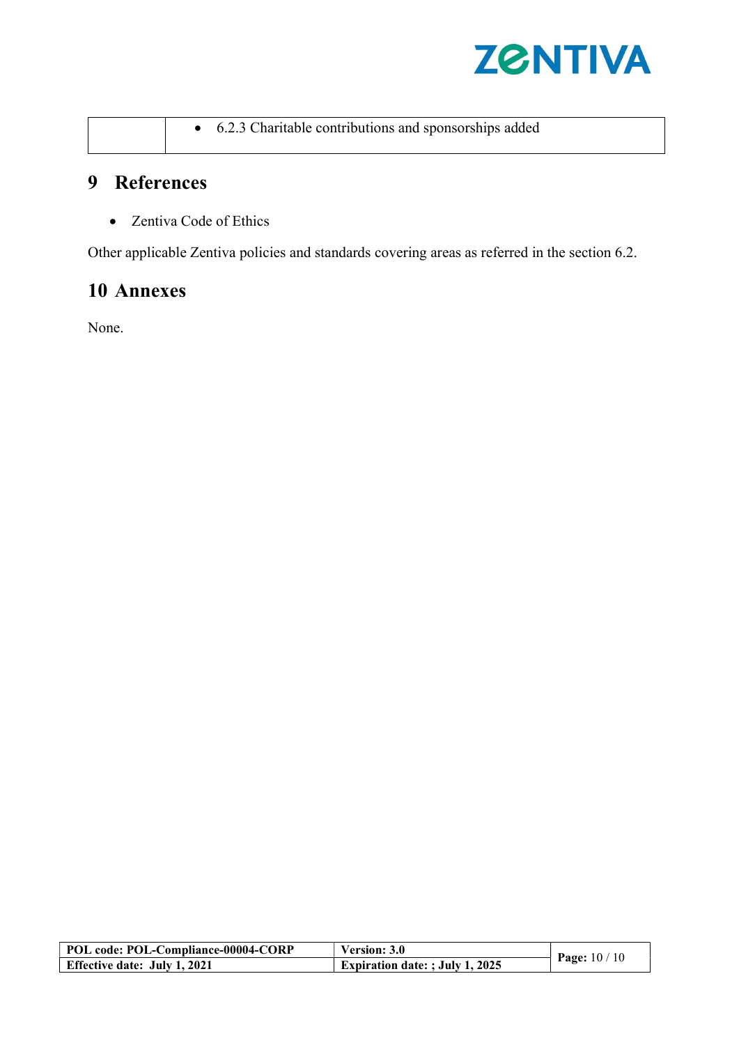| | |
|---|---|
| | • 6.2.3 Charitable contributions and sponsorships added |

## 9 References

- Zentiva Code of Ethics

Other applicable Zentiva policies and standards covering areas as referred in the section 6.2.

## 10 Annexes

None.